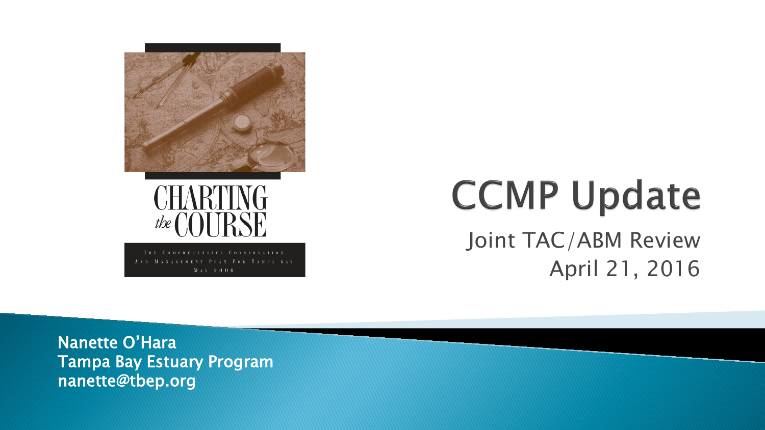CHARTING *the* COURSE

THE COMPREHENSIVE CONSERVATION AND MANAGEMENT PLAN FOR TAMPA BAY

MAY 2006

# CCMP Update

Joint TAC/ABM Review

April 21, 2016

**Nanette O'Hara**
**Tampa Bay Estuary Program**
**nanette@tbep.org**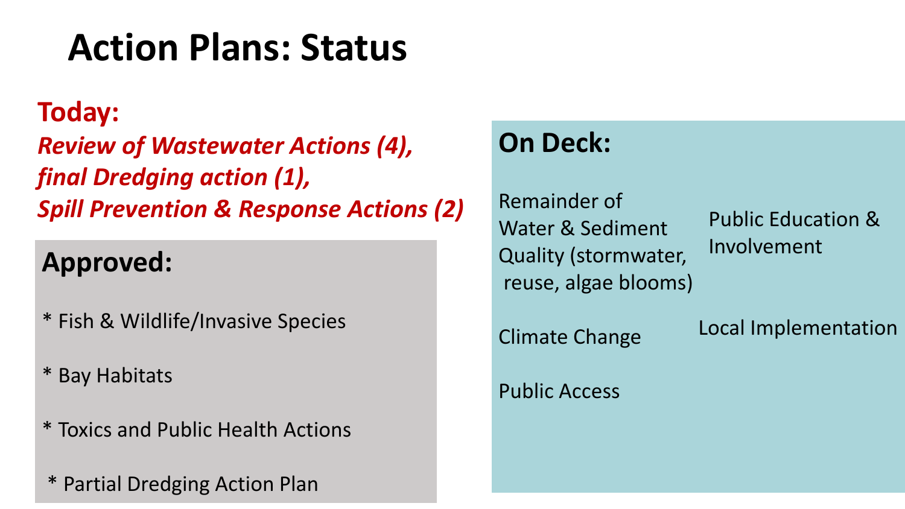# Action Plans: Status

**Today:**

***Review of Wastewater Actions (4),***
***final Dredging action (1),***
***Spill Prevention & Response Actions (2)***

## Approved:

* Fish & Wildlife/Invasive Species
* Bay Habitats
* Toxics and Public Health Actions
* Partial Dredging Action Plan

## On Deck:

Remainder of Water & Sediment Quality (stormwater, reuse, algae blooms)

Climate Change

Public Access

Public Education & Involvement

Local Implementation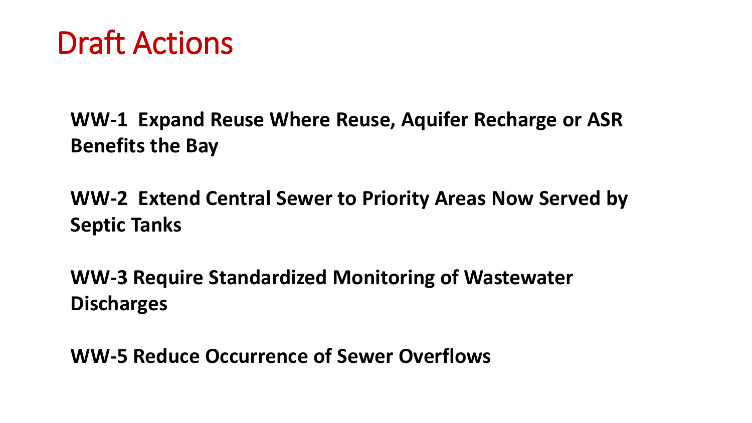# Draft Actions

**WW-1 Expand Reuse Where Reuse, Aquifer Recharge or ASR Benefits the Bay**

**WW-2 Extend Central Sewer to Priority Areas Now Served by Septic Tanks**

**WW-3 Require Standardized Monitoring of Wastewater Discharges**

**WW-5 Reduce Occurrence of Sewer Overflows**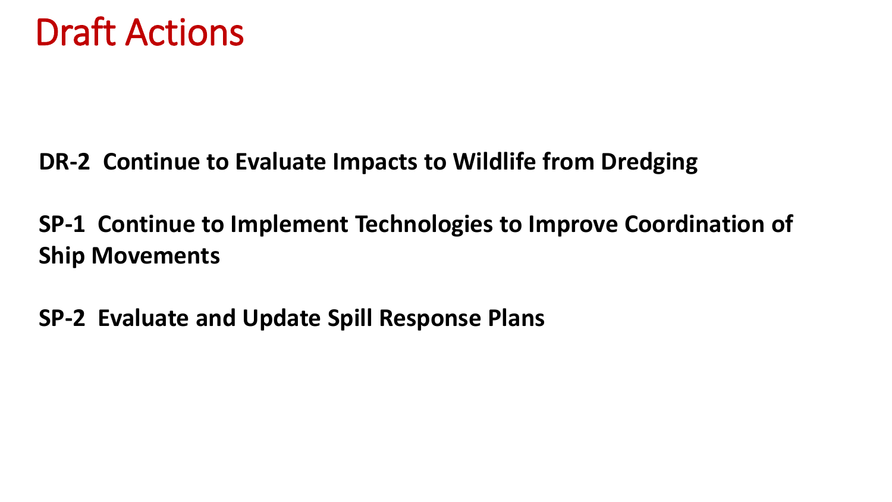# Draft Actions

**DR-2 Continue to Evaluate Impacts to Wildlife from Dredging**

**SP-1 Continue to Implement Technologies to Improve Coordination of Ship Movements**

**SP-2 Evaluate and Update Spill Response Plans**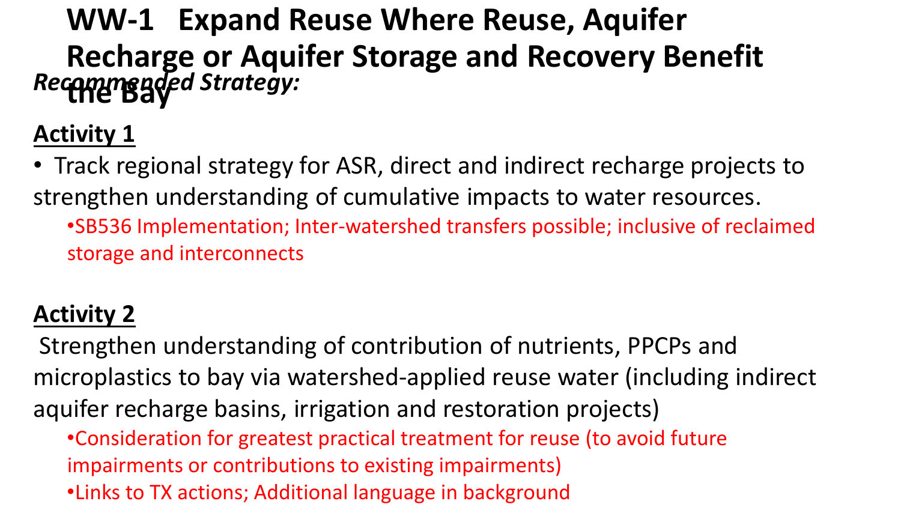# WW-1 Expand Reuse Where Reuse, Aquifer Recharge or Aquifer Storage and Recovery Benefit the Bay

***Recommended Strategy:***

**Activity 1**

- Track regional strategy for ASR, direct and indirect recharge projects to strengthen understanding of cumulative impacts to water resources.
  - SB536 Implementation; Inter-watershed transfers possible; inclusive of reclaimed storage and interconnects

**Activity 2**

Strengthen understanding of contribution of nutrients, PPCPs and microplastics to bay via watershed-applied reuse water (including indirect aquifer recharge basins, irrigation and restoration projects)

- Consideration for greatest practical treatment for reuse (to avoid future impairments or contributions to existing impairments)
- Links to TX actions; Additional language in background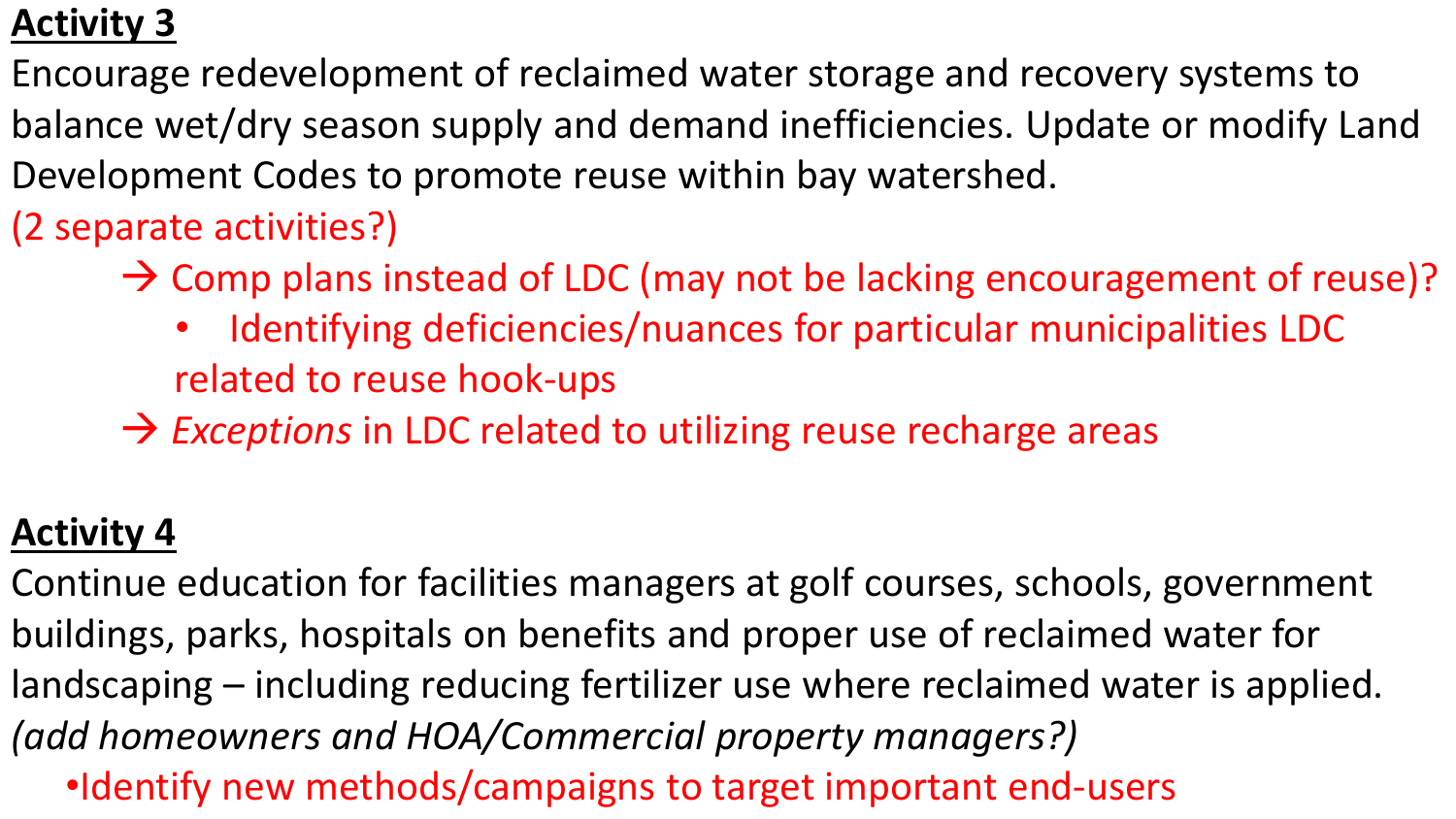**Activity 3**

Encourage redevelopment of reclaimed water storage and recovery systems to balance wet/dry season supply and demand inefficiencies. Update or modify Land Development Codes to promote reuse within bay watershed.

(2 separate activities?)

- → Comp plans instead of LDC (may not be lacking encouragement of reuse)?
  - Identifying deficiencies/nuances for particular municipalities LDC related to reuse hook-ups
- → *Exceptions* in LDC related to utilizing reuse recharge areas

**Activity 4**

Continue education for facilities managers at golf courses, schools, government buildings, parks, hospitals on benefits and proper use of reclaimed water for landscaping – including reducing fertilizer use where reclaimed water is applied.

*(add homeowners and HOA/Commercial property managers?)*

- Identify new methods/campaigns to target important end-users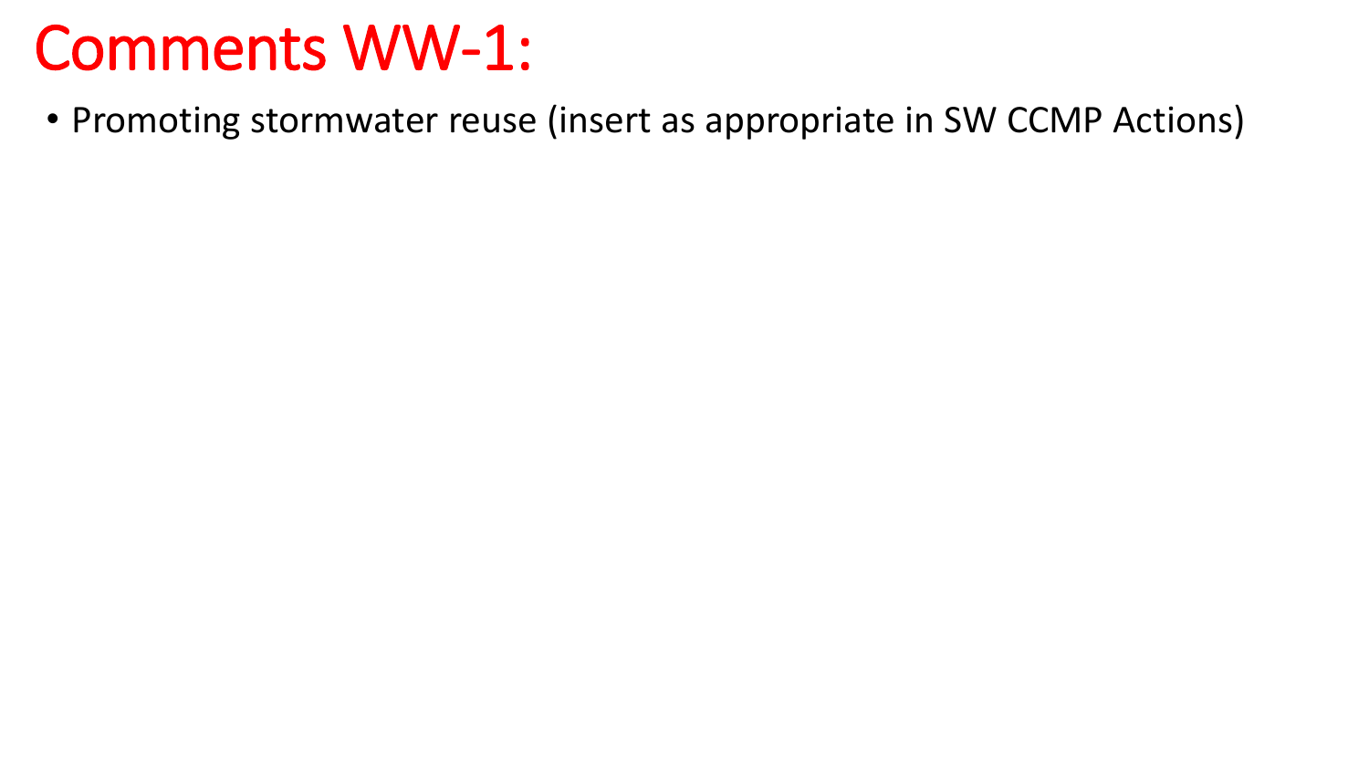# Comments WW-1:

- Promoting stormwater reuse (insert as appropriate in SW CCMP Actions)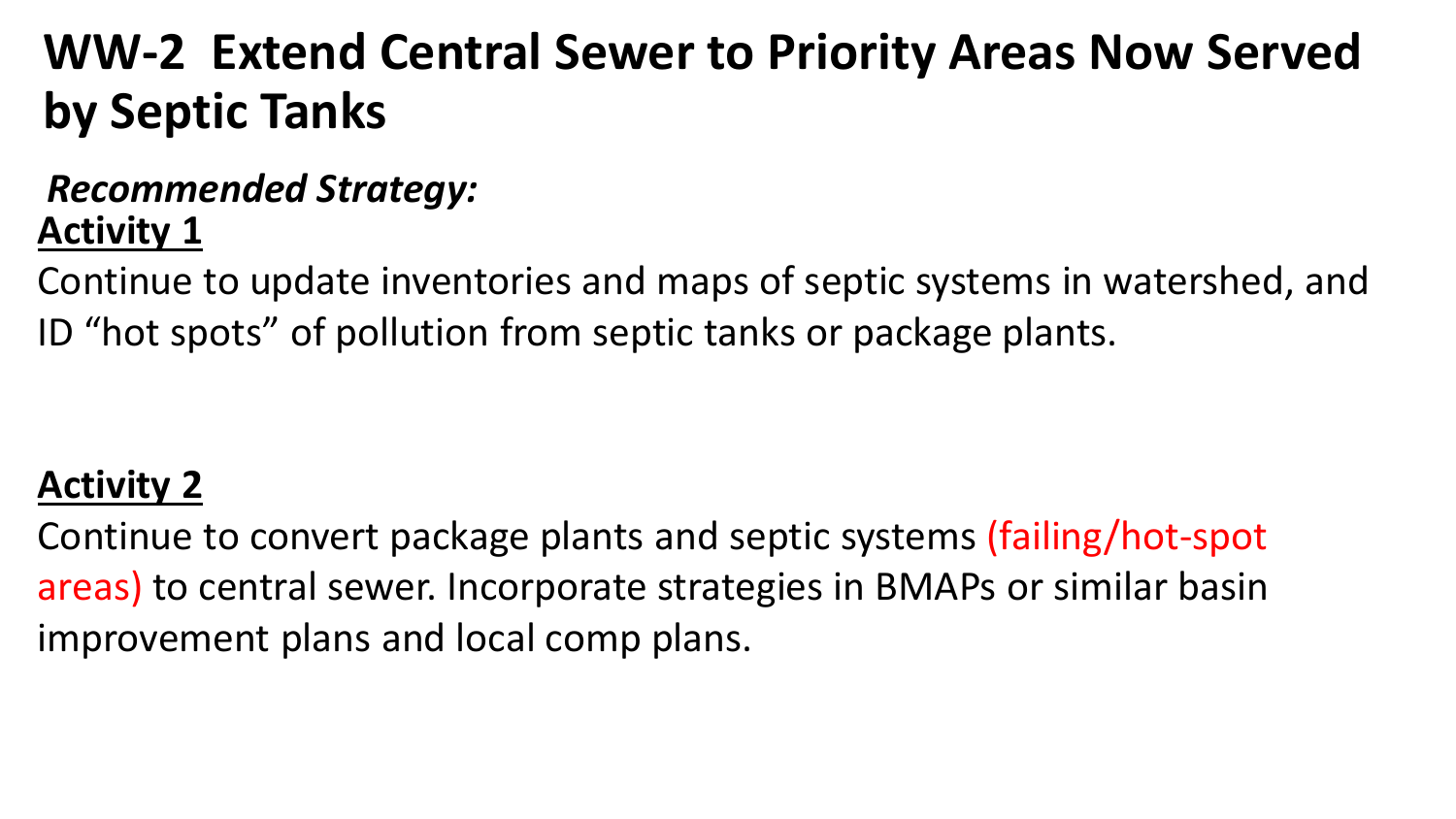# WW-2 Extend Central Sewer to Priority Areas Now Served by Septic Tanks

***Recommended Strategy:***

**Activity 1**

Continue to update inventories and maps of septic systems in watershed, and ID "hot spots" of pollution from septic tanks or package plants.

**Activity 2**

Continue to convert package plants and septic systems (failing/hot-spot areas) to central sewer. Incorporate strategies in BMAPs or similar basin improvement plans and local comp plans.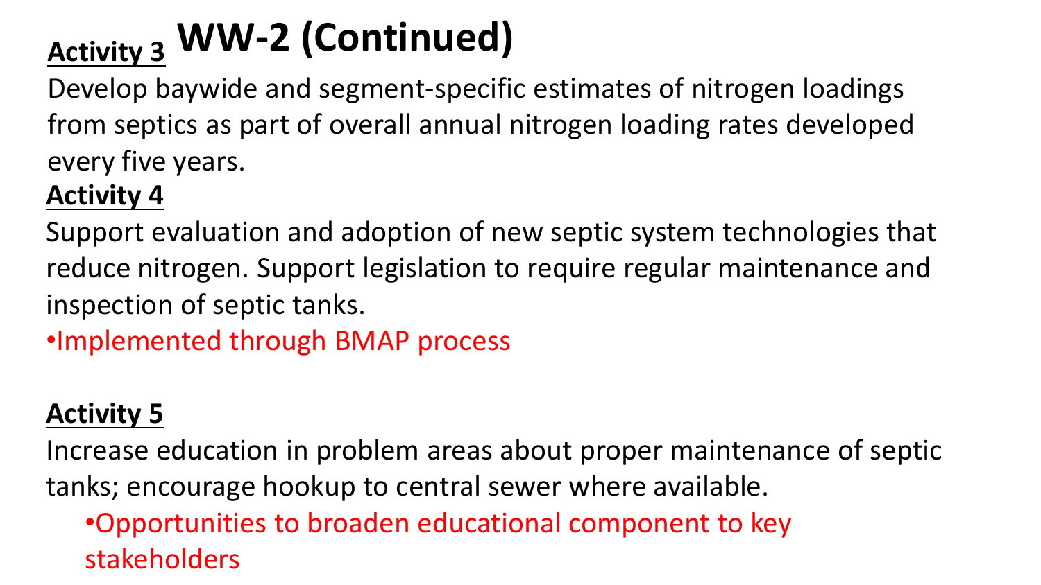# WW-2 (Continued)

**Activity 3**

Develop baywide and segment-specific estimates of nitrogen loadings from septics as part of overall annual nitrogen loading rates developed every five years.

**Activity 4**

Support evaluation and adoption of new septic system technologies that reduce nitrogen. Support legislation to require regular maintenance and inspection of septic tanks.

- Implemented through BMAP process

**Activity 5**

Increase education in problem areas about proper maintenance of septic tanks; encourage hookup to central sewer where available.

- Opportunities to broaden educational component to key stakeholders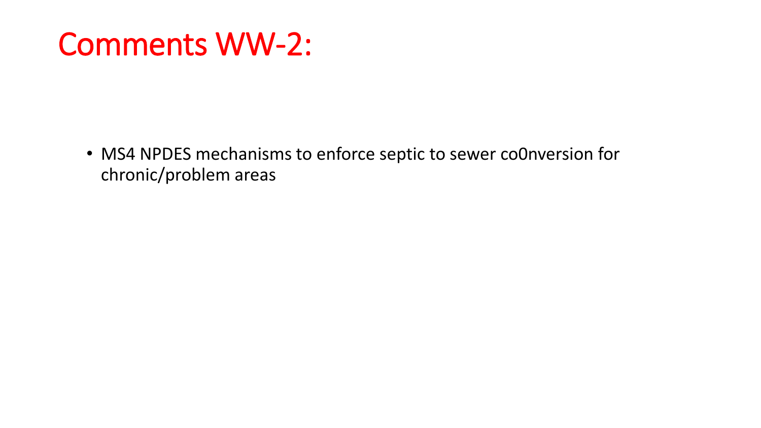# Comments WW-2:

- MS4 NPDES mechanisms to enforce septic to sewer co0nversion for chronic/problem areas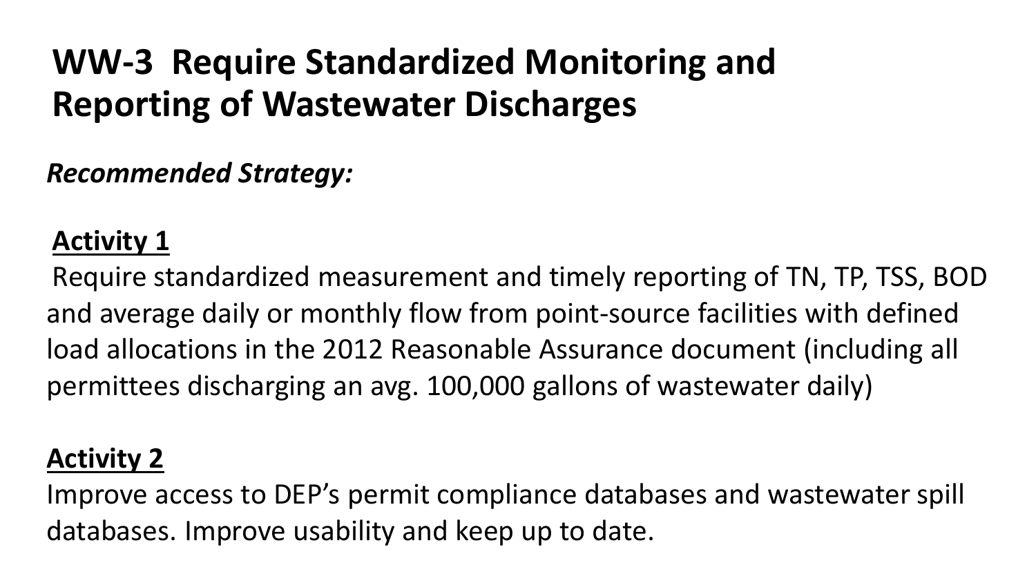# WW-3 Require Standardized Monitoring and Reporting of Wastewater Discharges

***Recommended Strategy:***

**Activity 1**

Require standardized measurement and timely reporting of TN, TP, TSS, BOD and average daily or monthly flow from point-source facilities with defined load allocations in the 2012 Reasonable Assurance document (including all permittees discharging an avg. 100,000 gallons of wastewater daily)

**Activity 2**

Improve access to DEP's permit compliance databases and wastewater spill databases. Improve usability and keep up to date.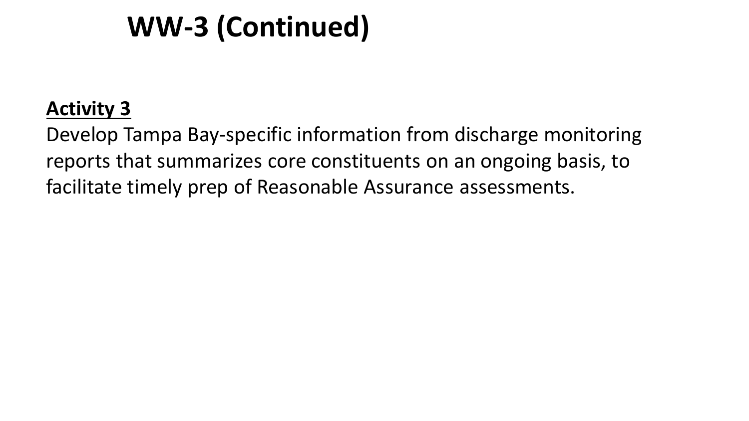# WW-3 (Continued)

**Activity 3**

Develop Tampa Bay-specific information from discharge monitoring reports that summarizes core constituents on an ongoing basis, to facilitate timely prep of Reasonable Assurance assessments.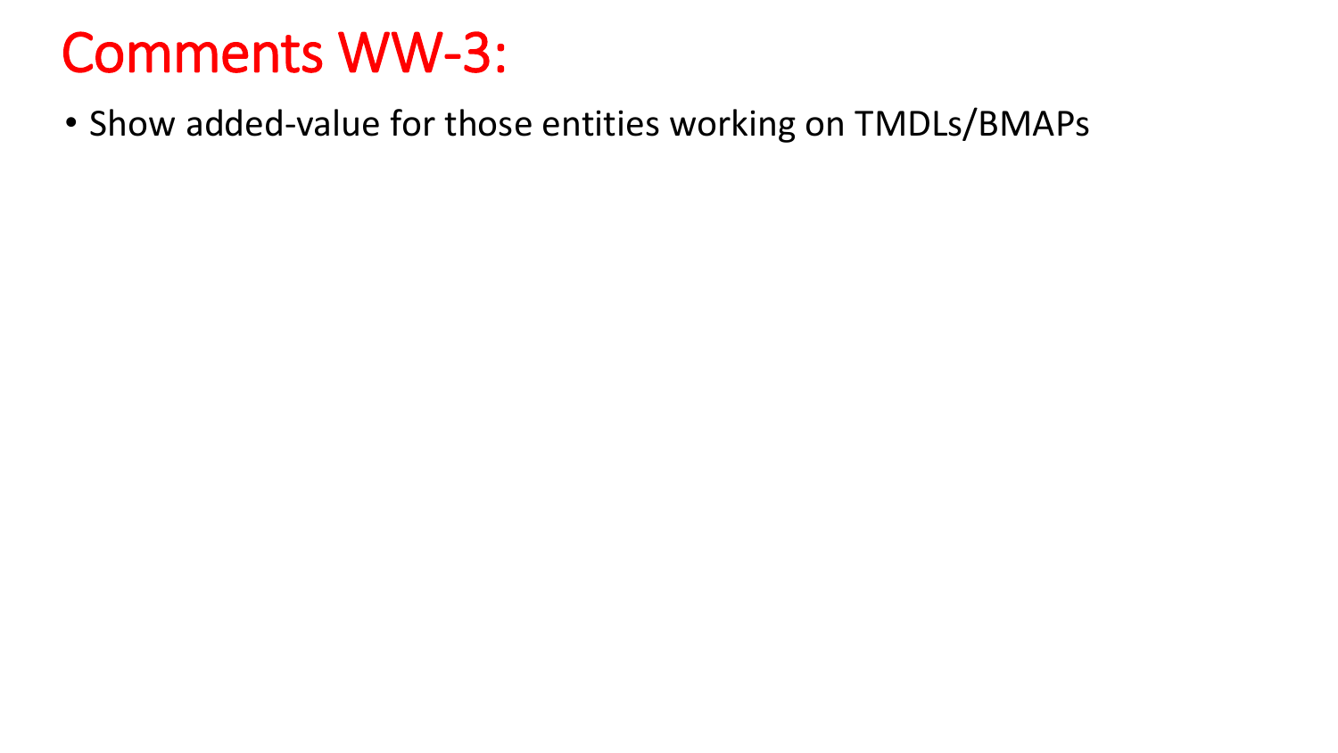# Comments WW-3:

- Show added-value for those entities working on TMDLs/BMAPs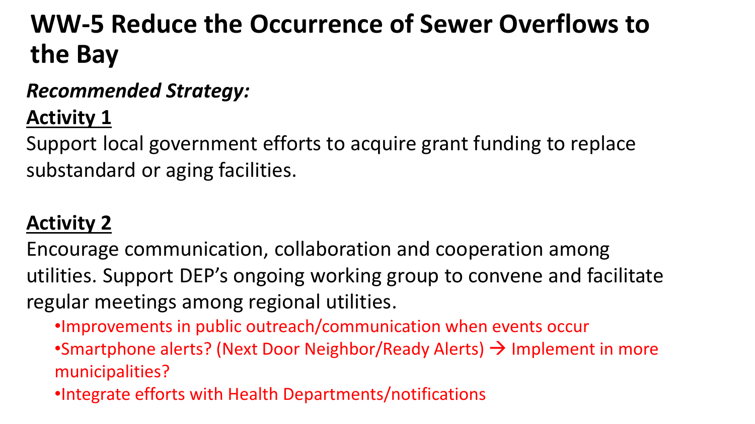# WW-5 Reduce the Occurrence of Sewer Overflows to the Bay

***Recommended Strategy:***

**Activity 1**

Support local government efforts to acquire grant funding to replace substandard or aging facilities.

**Activity 2**

Encourage communication, collaboration and cooperation among utilities. Support DEP's ongoing working group to convene and facilitate regular meetings among regional utilities.

- Improvements in public outreach/communication when events occur
- Smartphone alerts? (Next Door Neighbor/Ready Alerts) → Implement in more municipalities?
- Integrate efforts with Health Departments/notifications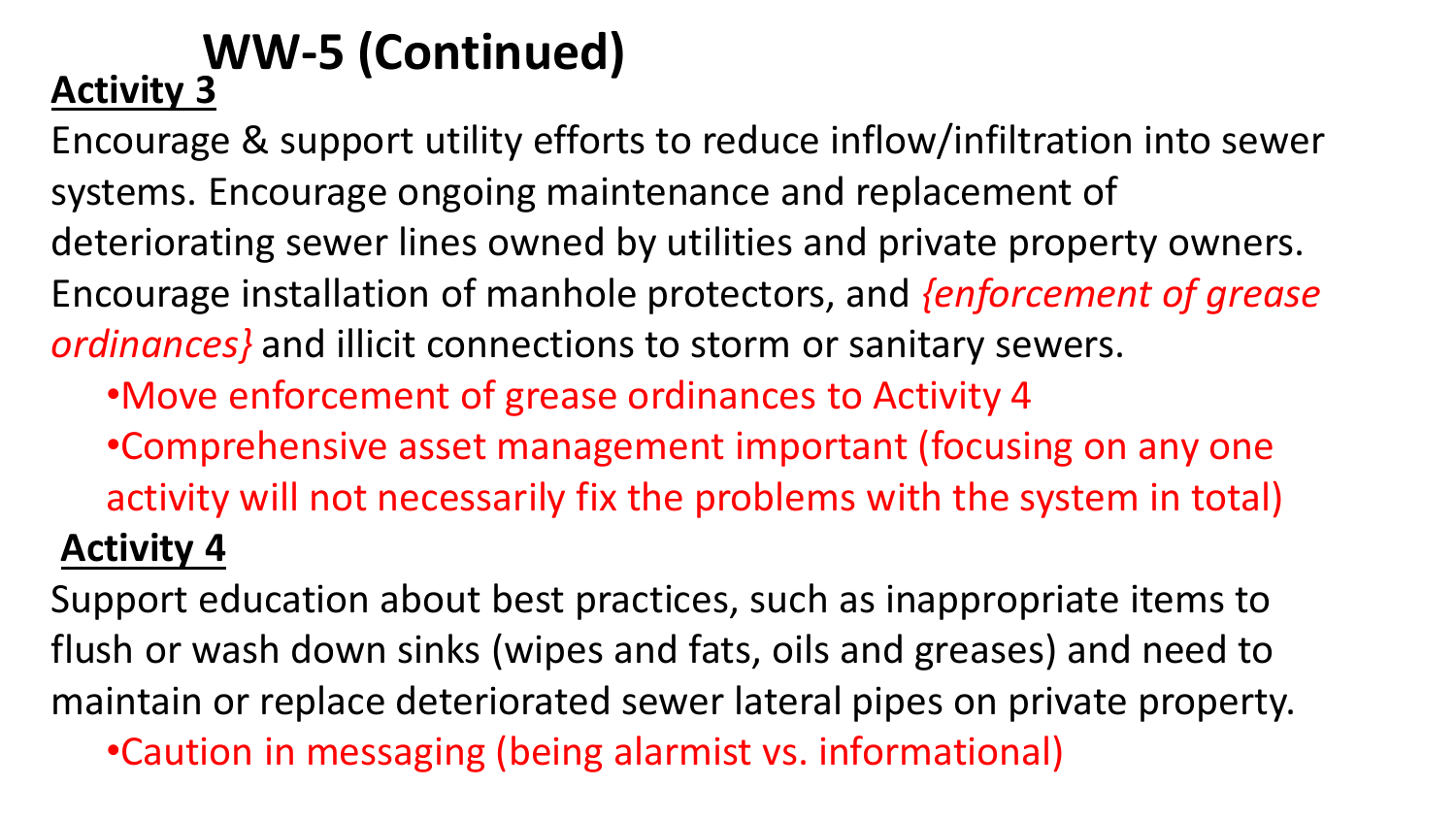# WW-5 (Continued)

**Activity 3**

Encourage & support utility efforts to reduce inflow/infiltration into sewer systems. Encourage ongoing maintenance and replacement of deteriorating sewer lines owned by utilities and private property owners. Encourage installation of manhole protectors, and *{enforcement of grease ordinances}* and illicit connections to storm or sanitary sewers.

- Move enforcement of grease ordinances to Activity 4
- Comprehensive asset management important (focusing on any one activity will not necessarily fix the problems with the system in total)

**Activity 4**

Support education about best practices, such as inappropriate items to flush or wash down sinks (wipes and fats, oils and greases) and need to maintain or replace deteriorated sewer lateral pipes on private property.

- Caution in messaging (being alarmist vs. informational)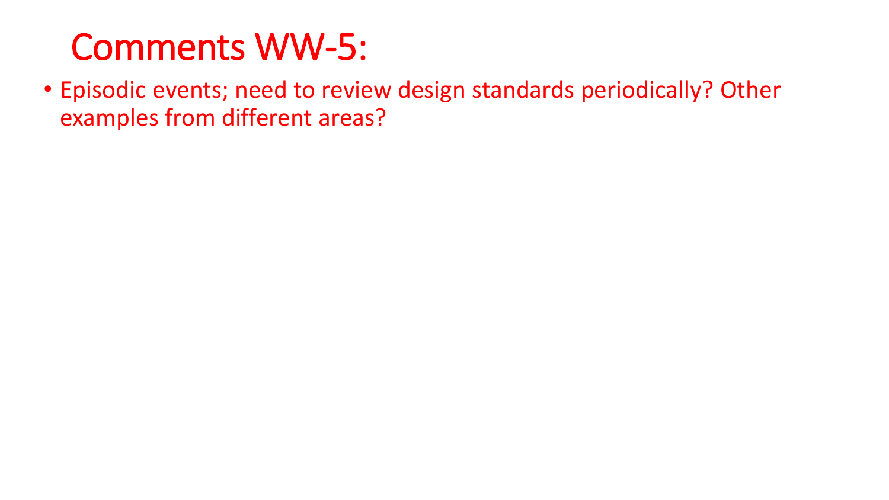# Comments WW-5:

- Episodic events; need to review design standards periodically? Other examples from different areas?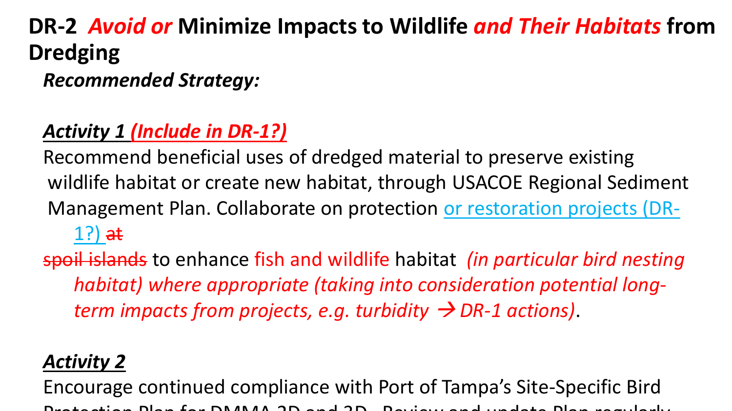# DR-2 *Avoid or* Minimize Impacts to Wildlife *and Their Habitats* from Dredging

***Recommended Strategy:***

***Activity 1 (Include in DR-1?)***

Recommend beneficial uses of dredged material to preserve existing wildlife habitat or create new habitat, through USACOE Regional Sediment Management Plan. Collaborate on protection or restoration projects (DR-1?) ~~at spoil islands~~ to enhance fish and wildlife habitat *(in particular bird nesting habitat) where appropriate (taking into consideration potential long-term impacts from projects, e.g. turbidity → DR-1 actions)*.

***Activity 2***

Encourage continued compliance with Port of Tampa's Site-Specific Bird Protection Plan for DMMA 2D and 3D. Review and update Plan regularly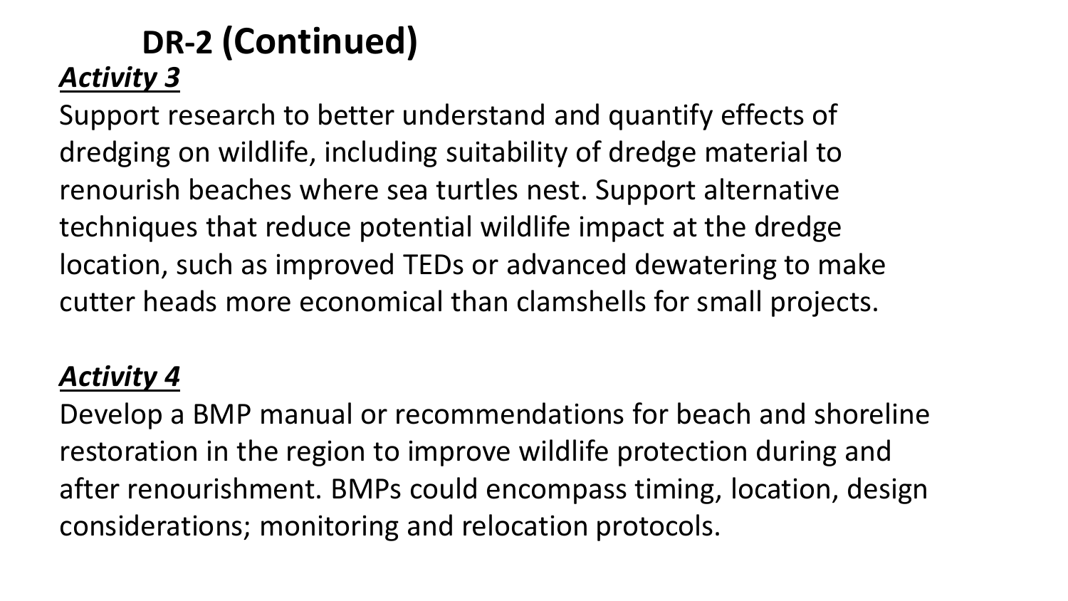# DR-2 (Continued)

***Activity 3***

Support research to better understand and quantify effects of dredging on wildlife, including suitability of dredge material to renourish beaches where sea turtles nest. Support alternative techniques that reduce potential wildlife impact at the dredge location, such as improved TEDs or advanced dewatering to make cutter heads more economical than clamshells for small projects.

***Activity 4***

Develop a BMP manual or recommendations for beach and shoreline restoration in the region to improve wildlife protection during and after renourishment. BMPs could encompass timing, location, design considerations; monitoring and relocation protocols.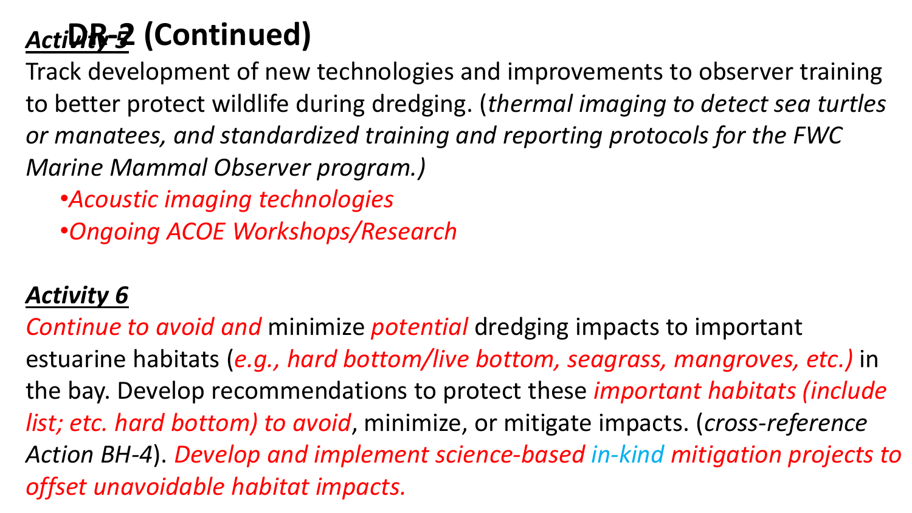# DR-2 (Continued)

***Activity 5***

Track development of new technologies and improvements to observer training to better protect wildlife during dredging. (*thermal imaging to detect sea turtles or manatees, and standardized training and reporting protocols for the FWC Marine Mammal Observer program.)*

- *Acoustic imaging technologies*
- *Ongoing ACOE Workshops/Research*

***Activity 6***

*Continue to avoid and* minimize *potential* dredging impacts to important estuarine habitats (*e.g., hard bottom/live bottom, seagrass, mangroves, etc.)* in the bay. Develop recommendations to protect these *important habitats (include list; etc. hard bottom) to avoid*, minimize, or mitigate impacts. (*cross-reference Action BH-4*). *Develop and implement science-based in-kind mitigation projects to offset unavoidable habitat impacts.*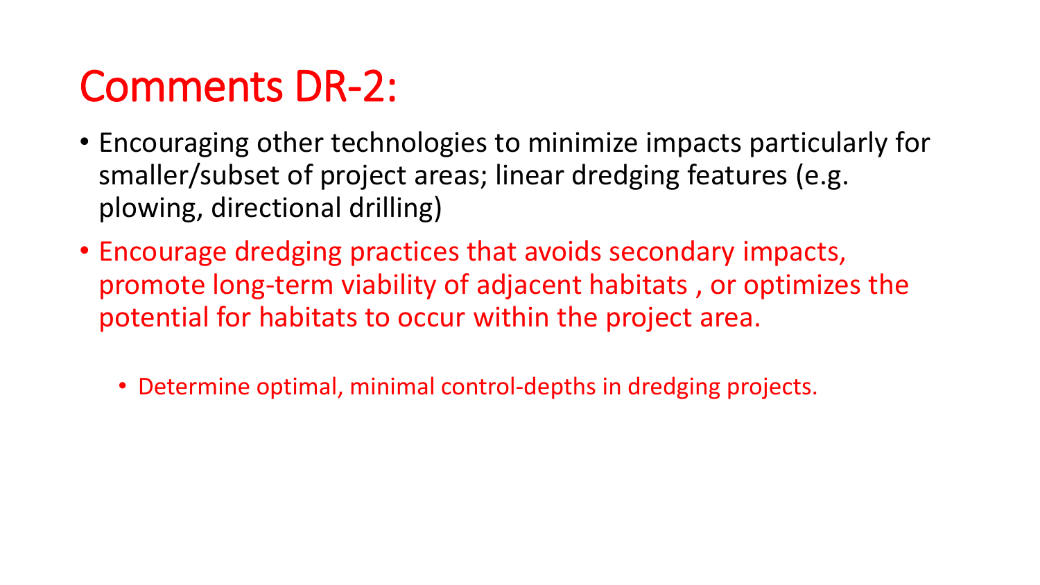# Comments DR-2:

- Encouraging other technologies to minimize impacts particularly for smaller/subset of project areas; linear dredging features (e.g. plowing, directional drilling)
- Encourage dredging practices that avoids secondary impacts, promote long-term viability of adjacent habitats , or optimizes the potential for habitats to occur within the project area.
  - Determine optimal, minimal control-depths in dredging projects.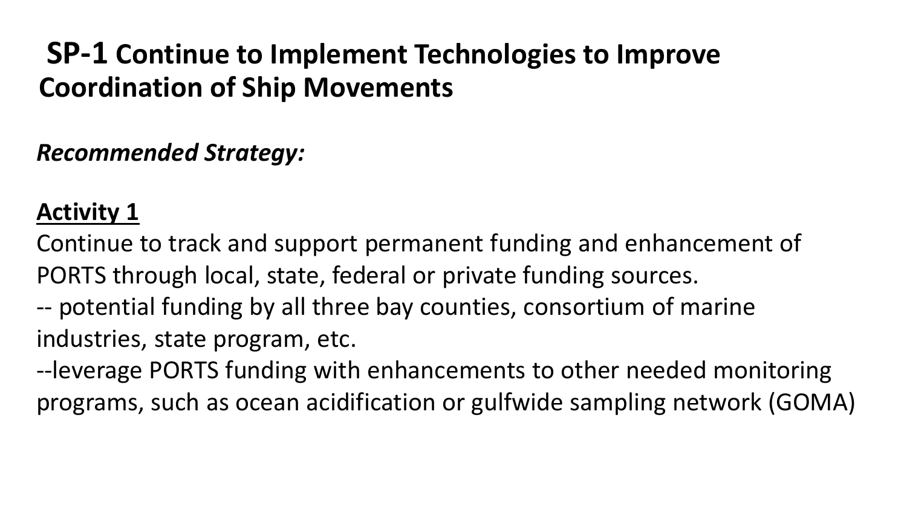# **SP-1** Continue to Implement Technologies to Improve Coordination of Ship Movements

***Recommended Strategy:***

**Activity 1**

Continue to track and support permanent funding and enhancement of PORTS through local, state, federal or private funding sources.

-- potential funding by all three bay counties, consortium of marine industries, state program, etc.

--leverage PORTS funding with enhancements to other needed monitoring programs, such as ocean acidification or gulfwide sampling network (GOMA)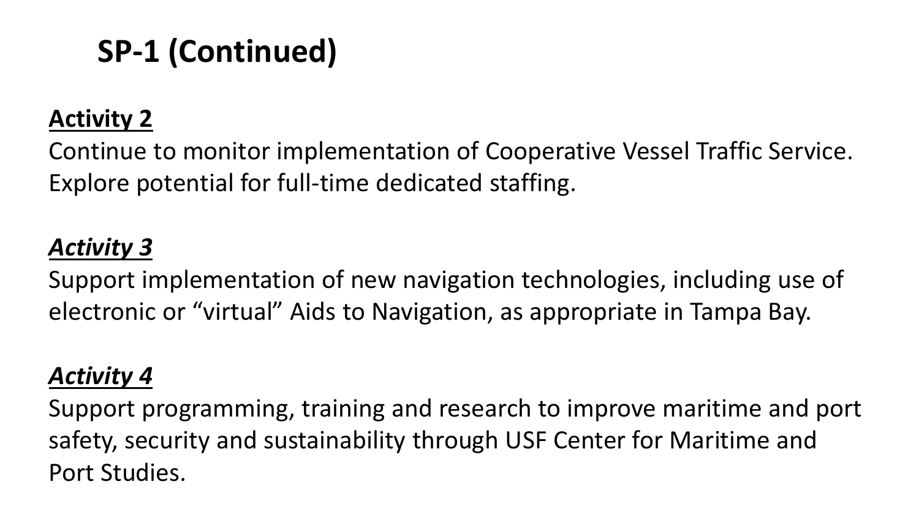# SP-1 (Continued)

**<u>Activity 2</u>**

Continue to monitor implementation of Cooperative Vessel Traffic Service. Explore potential for full-time dedicated staffing.

***<u>Activity 3</u>***

Support implementation of new navigation technologies, including use of electronic or “virtual” Aids to Navigation, as appropriate in Tampa Bay.

***<u>Activity 4</u>***

Support programming, training and research to improve maritime and port safety, security and sustainability through USF Center for Maritime and Port Studies.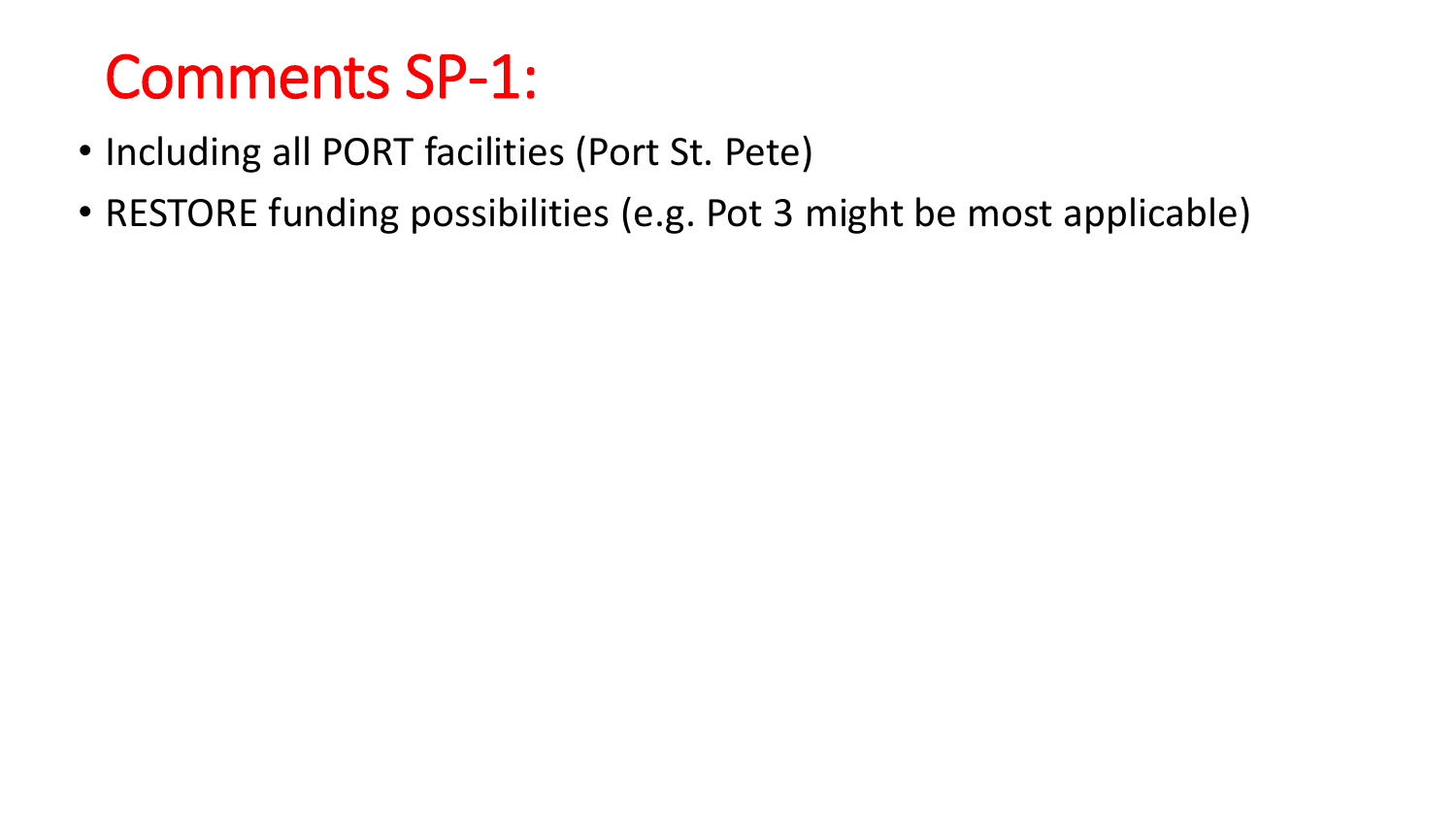# Comments SP-1:

- Including all PORT facilities (Port St. Pete)
- RESTORE funding possibilities (e.g. Pot 3 might be most applicable)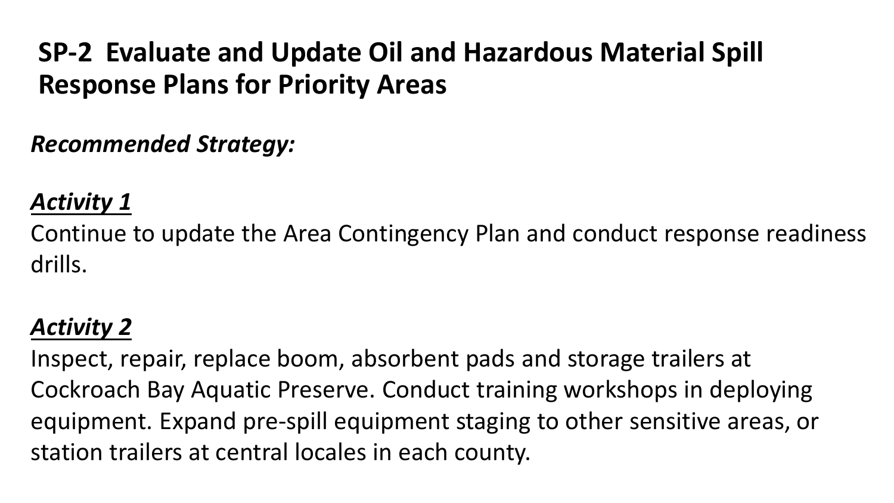## SP-2 Evaluate and Update Oil and Hazardous Material Spill Response Plans for Priority Areas

***Recommended Strategy:***

***<u>Activity 1</u>***

Continue to update the Area Contingency Plan and conduct response readiness drills.

***<u>Activity 2</u>***

Inspect, repair, replace boom, absorbent pads and storage trailers at Cockroach Bay Aquatic Preserve. Conduct training workshops in deploying equipment. Expand pre-spill equipment staging to other sensitive areas, or station trailers at central locales in each county.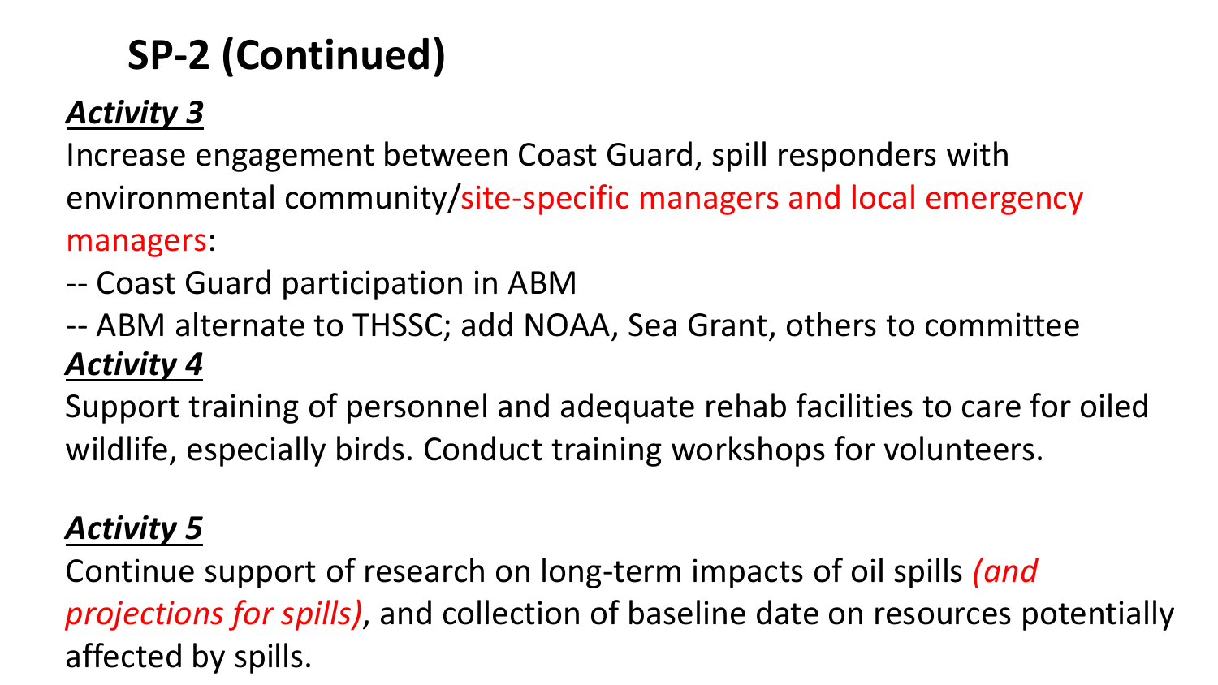# SP-2 (Continued)

***Activity 3***

Increase engagement between Coast Guard, spill responders with environmental community/site-specific managers and local emergency managers:

-- Coast Guard participation in ABM

-- ABM alternate to THSSC; add NOAA, Sea Grant, others to committee

***Activity 4***

Support training of personnel and adequate rehab facilities to care for oiled wildlife, especially birds. Conduct training workshops for volunteers.

***Activity 5***

Continue support of research on long-term impacts of oil spills *(and projections for spills)*, and collection of baseline date on resources potentially affected by spills.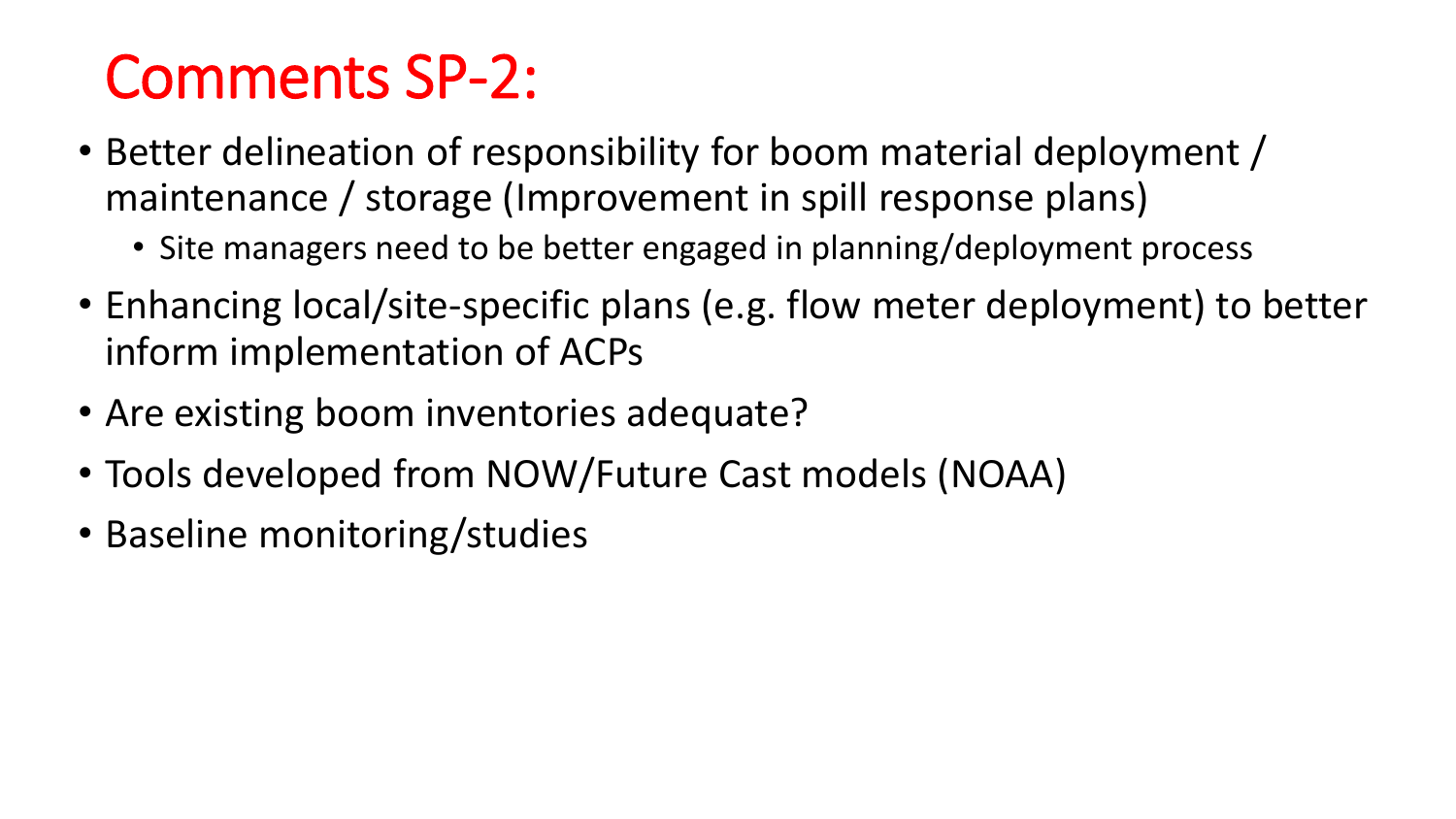# Comments SP-2:

- Better delineation of responsibility for boom material deployment / maintenance / storage (Improvement in spill response plans)
  - Site managers need to be better engaged in planning/deployment process
- Enhancing local/site-specific plans (e.g. flow meter deployment) to better inform implementation of ACPs
- Are existing boom inventories adequate?
- Tools developed from NOW/Future Cast models (NOAA)
- Baseline monitoring/studies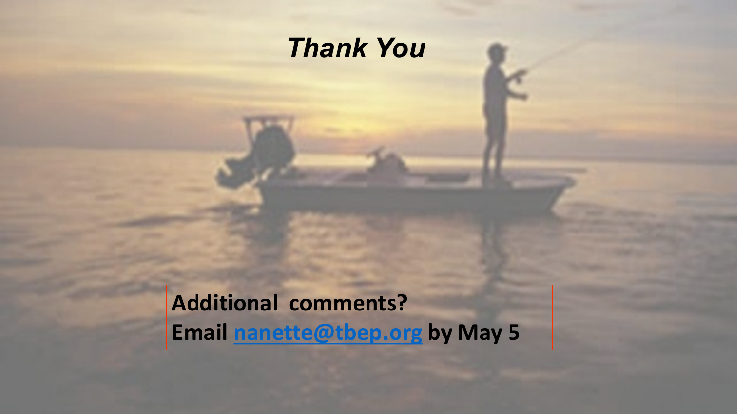# *Thank You*

**Additional comments?**
**Email [nanette@tbep.org](mailto:nanette@tbep.org) by May 5**